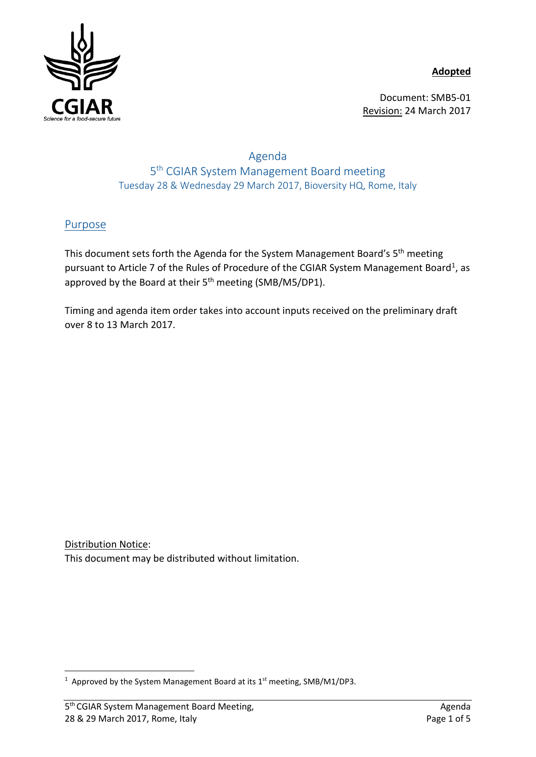**Adopted**

Document: SMB5-01
Revision: 24 March 2017

# Agenda

## 5th CGIAR System Management Board meeting

Tuesday 28 & Wednesday 29 March 2017, Bioversity HQ, Rome, Italy

## Purpose

This document sets forth the Agenda for the System Management Board's 5th meeting pursuant to Article 7 of the Rules of Procedure of the CGIAR System Management Board[1], as approved by the Board at their 5th meeting (SMB/M5/DP1).

Timing and agenda item order takes into account inputs received on the preliminary draft over 8 to 13 March 2017.

Distribution Notice:
This document may be distributed without limitation.

[1] Approved by the System Management Board at its 1st meeting, SMB/M1/DP3.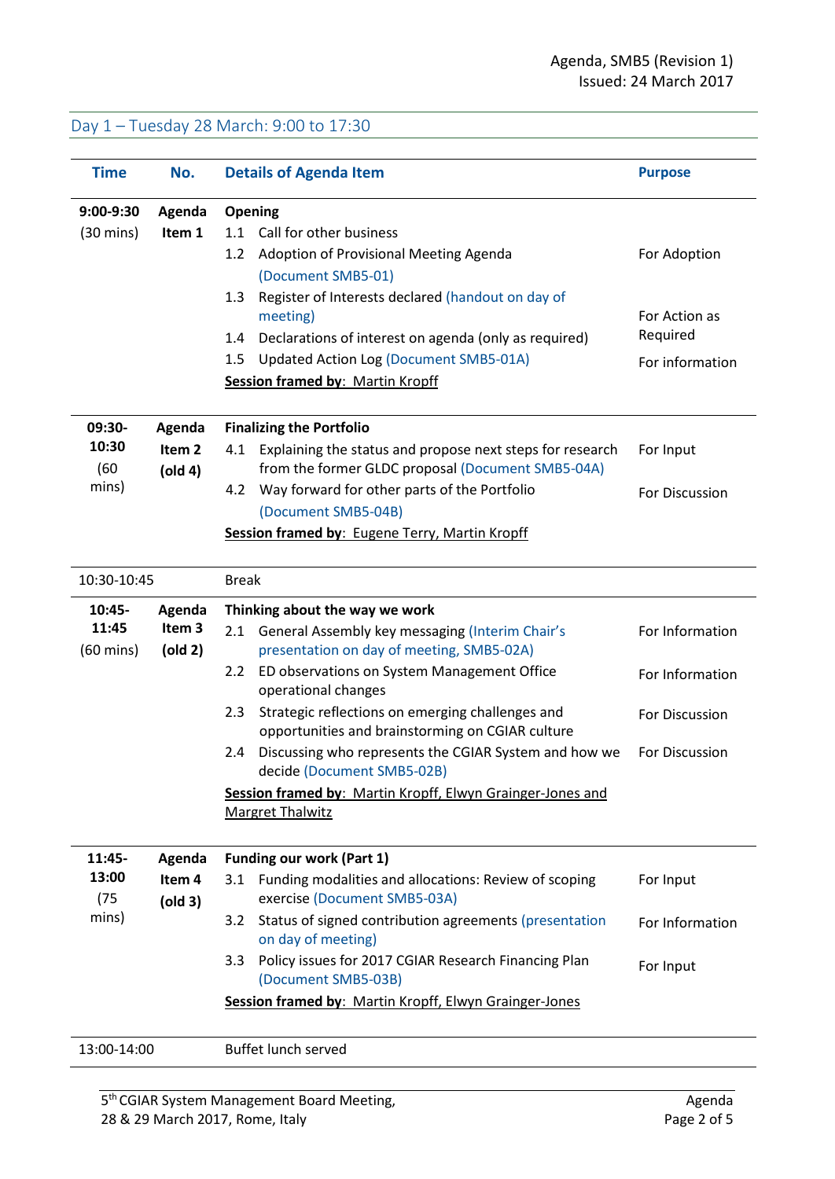Agenda, SMB5 (Revision 1)
Issued: 24 March 2017

## Day 1 – Tuesday 28 March: 9:00 to 17:30

| Time | No. | Details of Agenda Item | Purpose |
|---|---|---|---|
| **9:00-9:30** (30 mins) | **Agenda Item 1** | **Opening**<br>1.1 Call for other business<br>1.2 Adoption of Provisional Meeting Agenda (Document SMB5-01)<br>1.3 Register of Interests declared (handout on day of meeting)<br>1.4 Declarations of interest on agenda (only as required)<br>1.5 Updated Action Log (Document SMB5-01A)<br>**Session framed by**: Martin Kropff | <br><br>For Adoption<br><br>For Action as Required<br><br>For information |
| **09:30-10:30** (60 mins) | **Agenda Item 2 (old 4)** | **Finalizing the Portfolio**<br>4.1 Explaining the status and propose next steps for research from the former GLDC proposal (Document SMB5-04A)<br>4.2 Way forward for other parts of the Portfolio (Document SMB5-04B)<br>**Session framed by**: Eugene Terry, Martin Kropff | <br>For Input<br><br>For Discussion |
| 10:30-10:45 | | Break | |
| **10:45-11:45** (60 mins) | **Agenda Item 3 (old 2)** | **Thinking about the way we work**<br>2.1 General Assembly key messaging (Interim Chair's presentation on day of meeting, SMB5-02A)<br>2.2 ED observations on System Management Office operational changes<br>2.3 Strategic reflections on emerging challenges and opportunities and brainstorming on CGIAR culture<br>2.4 Discussing who represents the CGIAR System and how we decide (Document SMB5-02B)<br>**Session framed by**: Martin Kropff, Elwyn Grainger-Jones and Margret Thalwitz | <br>For Information<br><br>For Information<br><br>For Discussion<br><br>For Discussion |
| **11:45-13:00** (75 mins) | **Agenda Item 4 (old 3)** | **Funding our work (Part 1)**<br>3.1 Funding modalities and allocations: Review of scoping exercise (Document SMB5-03A)<br>3.2 Status of signed contribution agreements (presentation on day of meeting)<br>3.3 Policy issues for 2017 CGIAR Research Financing Plan (Document SMB5-03B)<br>**Session framed by**: Martin Kropff, Elwyn Grainger-Jones | <br>For Input<br><br>For Information<br><br>For Input |
| 13:00-14:00 | | Buffet lunch served | |

5th CGIAR System Management Board Meeting, 28 & 29 March 2017, Rome, Italy — Agenda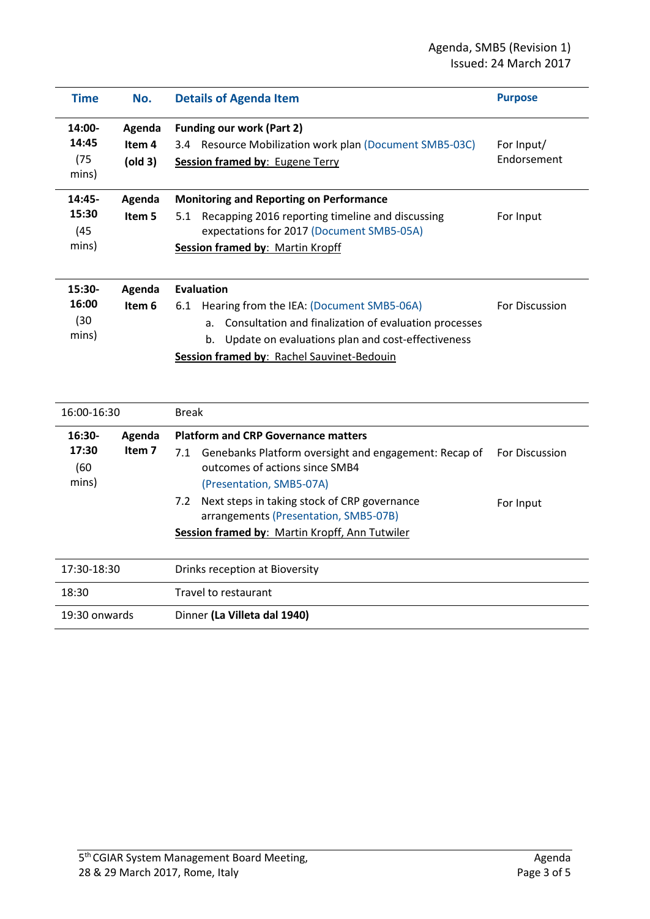| Time | No. | Details of Agenda Item | Purpose |
|---|---|---|---|
| **14:00-14:45** (75 mins) | **Agenda Item 4 (old 3)** | **Funding our work (Part 2)**<br>3.4 Resource Mobilization work plan (Document SMB5-03C)<br>**Session framed by**: Eugene Terry | For Input/ Endorsement |
| **14:45-15:30** (45 mins) | **Agenda Item 5** | **Monitoring and Reporting on Performance**<br>5.1 Recapping 2016 reporting timeline and discussing expectations for 2017 (Document SMB5-05A)<br>**Session framed by**: Martin Kropff | For Input |
| **15:30-16:00** (30 mins) | **Agenda Item 6** | **Evaluation**<br>6.1 Hearing from the IEA: (Document SMB5-06A)<br>a. Consultation and finalization of evaluation processes<br>b. Update on evaluations plan and cost-effectiveness<br>**Session framed by**: Rachel Sauvinet-Bedouin | For Discussion |
| 16:00-16:30 | | Break | |
| **16:30-17:30** (60 mins) | **Agenda Item 7** | **Platform and CRP Governance matters**<br>7.1 Genebanks Platform oversight and engagement: Recap of outcomes of actions since SMB4 (Presentation, SMB5-07A)<br>7.2 Next steps in taking stock of CRP governance arrangements (Presentation, SMB5-07B)<br>**Session framed by**: Martin Kropff, Ann Tutwiler | For Discussion<br><br>For Input |
| 17:30-18:30 | | Drinks reception at Bioversity | |
| 18:30 | | Travel to restaurant | |
| 19:30 onwards | | Dinner **(La Villeta dal 1940)** | |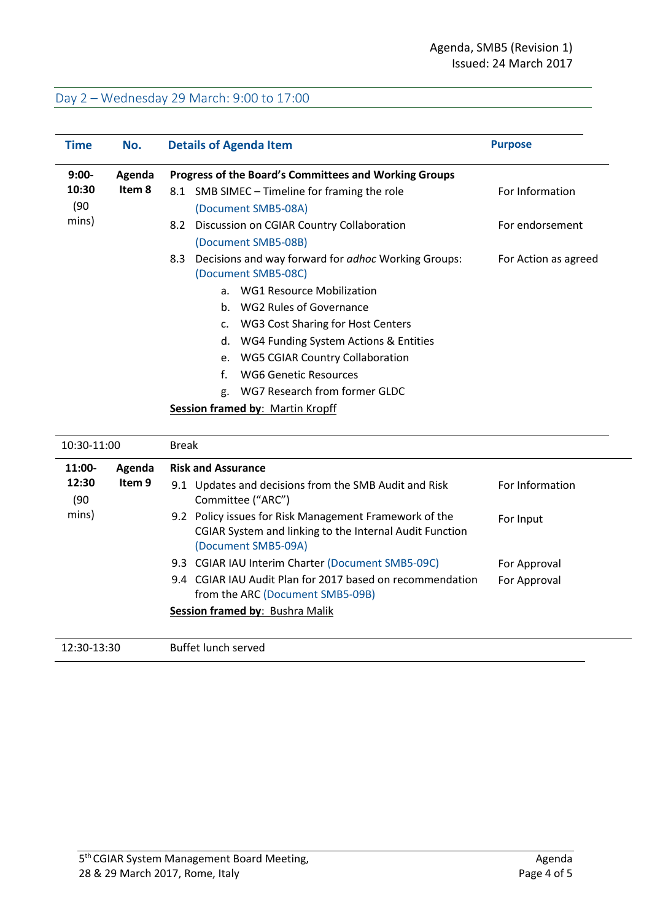## Day 2 – Wednesday 29 March: 9:00 to 17:00

| Time | No. | Details of Agenda Item | Purpose |
|---|---|---|---|
| **9:00-10:30** (90 mins) | **Agenda Item 8** | **Progress of the Board's Committees and Working Groups** | |
| | | 8.1 SMB SIMEC – Timeline for framing the role (Document SMB5-08A) | For Information |
| | | 8.2 Discussion on CGIAR Country Collaboration (Document SMB5-08B) | For endorsement |
| | | 8.3 Decisions and way forward for *adhoc* Working Groups: (Document SMB5-08C)<br>a. WG1 Resource Mobilization<br>b. WG2 Rules of Governance<br>c. WG3 Cost Sharing for Host Centers<br>d. WG4 Funding System Actions & Entities<br>e. WG5 CGIAR Country Collaboration<br>f. WG6 Genetic Resources<br>g. WG7 Research from former GLDC | For Action as agreed |
| | | **Session framed by**: Martin Kropff | |
| 10:30-11:00 | | Break | |
| **11:00-12:30** (90 mins) | **Agenda Item 9** | **Risk and Assurance** | |
| | | 9.1 Updates and decisions from the SMB Audit and Risk Committee ("ARC") | For Information |
| | | 9.2 Policy issues for Risk Management Framework of the CGIAR System and linking to the Internal Audit Function (Document SMB5-09A) | For Input |
| | | 9.3 CGIAR IAU Interim Charter (Document SMB5-09C) | For Approval |
| | | 9.4 CGIAR IAU Audit Plan for 2017 based on recommendation from the ARC (Document SMB5-09B) | For Approval |
| | | **Session framed by**: Bushra Malik | |
| 12:30-13:30 | | Buffet lunch served | |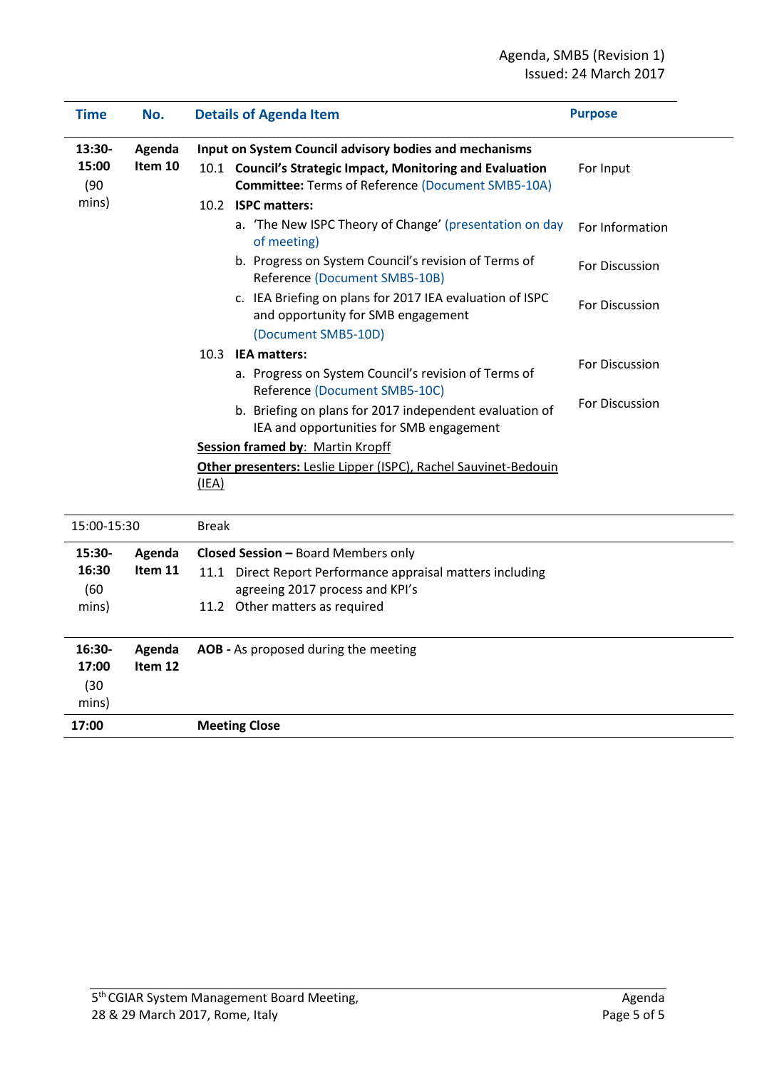| Time | No. | Details of Agenda Item | Purpose |
|---|---|---|---|
| **13:30-15:00** (90 mins) | **Agenda Item 10** | **Input on System Council advisory bodies and mechanisms** | |
| | | 10.1 **Council's Strategic Impact, Monitoring and Evaluation Committee:** Terms of Reference (Document SMB5-10A) | For Input |
| | | 10.2 **ISPC matters:** | |
| | | a. 'The New ISPC Theory of Change' (presentation on day of meeting) | For Information |
| | | b. Progress on System Council's revision of Terms of Reference (Document SMB5-10B) | For Discussion |
| | | c. IEA Briefing on plans for 2017 IEA evaluation of ISPC and opportunity for SMB engagement (Document SMB5-10D) | For Discussion |
| | | 10.3 **IEA matters:** | |
| | | a. Progress on System Council's revision of Terms of Reference (Document SMB5-10C) | For Discussion |
| | | b. Briefing on plans for 2017 independent evaluation of IEA and opportunities for SMB engagement | For Discussion |
| | | **Session framed by**: Martin Kropff | |
| | | **Other presenters:** Leslie Lipper (ISPC), Rachel Sauvinet-Bedouin (IEA) | |
| 15:00-15:30 | | Break | |
| **15:30-16:30** (60 mins) | **Agenda Item 11** | **Closed Session –** Board Members only | |
| | | 11.1 Direct Report Performance appraisal matters including agreeing 2017 process and KPI's | |
| | | 11.2 Other matters as required | |
| **16:30-17:00** (30 mins) | **Agenda Item 12** | **AOB -** As proposed during the meeting | |
| **17:00** | | **Meeting Close** | |